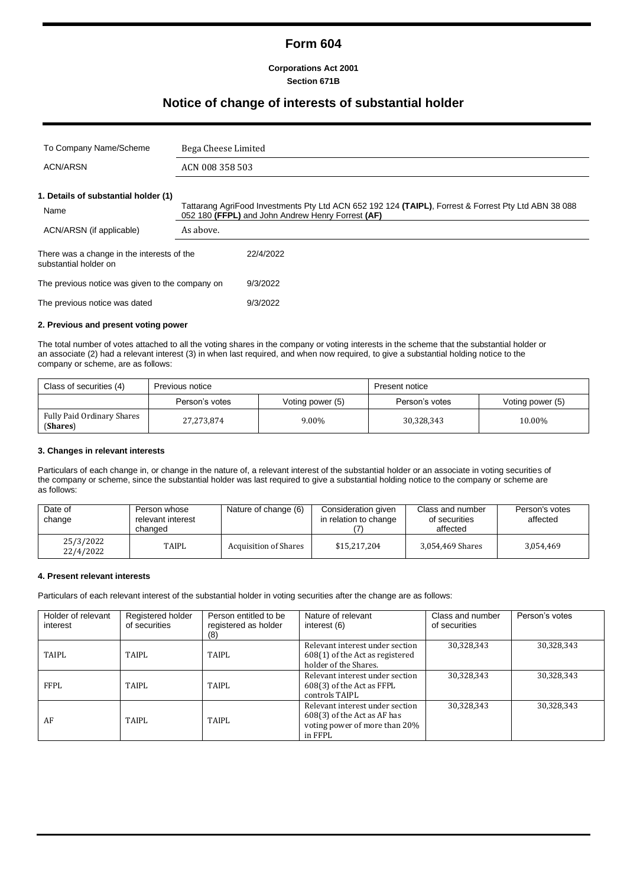# Form 604

**Corporations Act 2001**
**Section 671B**

## Notice of change of interests of substantial holder

| | |
|---|---|
| To Company Name/Scheme | Bega Cheese Limited |
| ACN/ARSN | ACN 008 358 503 |

**1. Details of substantial holder (1)**

| | |
|---|---|
| Name | Tattarang AgriFood Investments Pty Ltd ACN 652 192 124 **(TAIPL)**, Forrest & Forrest Pty Ltd ABN 38 088 052 180 **(FFPL)** and John Andrew Henry Forrest **(AF)** |
| ACN/ARSN (if applicable) | As above. |

| | |
|---|---|
| There was a change in the interests of the substantial holder on | 22/4/2022 |
| The previous notice was given to the company on | 9/3/2022 |
| The previous notice was dated | 9/3/2022 |

**2. Previous and present voting power**

The total number of votes attached to all the voting shares in the company or voting interests in the scheme that the substantial holder or an associate (2) had a relevant interest (3) in when last required, and when now required, to give a substantial holding notice to the company or scheme, are as follows:

| Class of securities (4) | Previous notice | | Present notice | |
|---|---|---|---|---|
| | Person's votes | Voting power (5) | Person's votes | Voting power (5) |
| Fully Paid Ordinary Shares (**Shares**) | 27,273,874 | 9.00% | 30,328,343 | 10.00% |

**3. Changes in relevant interests**

Particulars of each change in, or change in the nature of, a relevant interest of the substantial holder or an associate in voting securities of the company or scheme, since the substantial holder was last required to give a substantial holding notice to the company or scheme are as follows:

| Date of change | Person whose relevant interest changed | Nature of change (6) | Consideration given in relation to change (7) | Class and number of securities affected | Person's votes affected |
|---|---|---|---|---|---|
| 25/3/2022 22/4/2022 | TAIPL | Acquisition of Shares | $15,217,204 | 3,054,469 Shares | 3,054,469 |

**4. Present relevant interests**

Particulars of each relevant interest of the substantial holder in voting securities after the change are as follows:

| Holder of relevant interest | Registered holder of securities | Person entitled to be registered as holder (8) | Nature of relevant interest (6) | Class and number of securities | Person's votes |
|---|---|---|---|---|---|
| TAIPL | TAIPL | TAIPL | Relevant interest under section 608(1) of the Act as registered holder of the Shares. | 30,328,343 | 30,328,343 |
| FFPL | TAIPL | TAIPL | Relevant interest under section 608(3) of the Act as FFPL controls TAIPL | 30,328,343 | 30,328,343 |
| AF | TAIPL | TAIPL | Relevant interest under section 608(3) of the Act as AF has voting power of more than 20% in FFPL | 30,328,343 | 30,328,343 |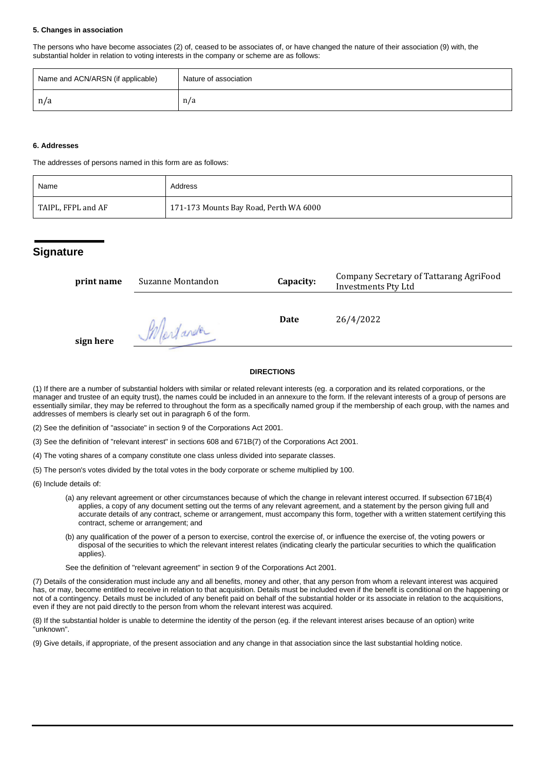#### 5. Changes in association

The persons who have become associates (2) of, ceased to be associates of, or have changed the nature of their association (9) with, the substantial holder in relation to voting interests in the company or scheme are as follows:

| Name and ACN/ARSN (if applicable) | Nature of association |
|---|---|
| n/a | n/a |

#### 6. Addresses

The addresses of persons named in this form are as follows:

| Name | Address |
|---|---|
| TAIPL, FFPL and AF | 171-173 Mounts Bay Road, Perth WA 6000 |

## Signature

| | | | |
|---|---|---|---|
| **print name** | Suzanne Montandon | **Capacity:** | Company Secretary of Tattarang AgriFood Investments Pty Ltd |
| **sign here** | | **Date** | 26/4/2022 |

**DIRECTIONS**

(1) If there are a number of substantial holders with similar or related relevant interests (eg. a corporation and its related corporations, or the manager and trustee of an equity trust), the names could be included in an annexure to the form. If the relevant interests of a group of persons are essentially similar, they may be referred to throughout the form as a specifically named group if the membership of each group, with the names and addresses of members is clearly set out in paragraph 6 of the form.

(2) See the definition of "associate" in section 9 of the Corporations Act 2001.

(3) See the definition of "relevant interest" in sections 608 and 671B(7) of the Corporations Act 2001.

(4) The voting shares of a company constitute one class unless divided into separate classes.

(5) The person's votes divided by the total votes in the body corporate or scheme multiplied by 100.

(6) Include details of:

(a) any relevant agreement or other circumstances because of which the change in relevant interest occurred. If subsection 671B(4) applies, a copy of any document setting out the terms of any relevant agreement, and a statement by the person giving full and accurate details of any contract, scheme or arrangement, must accompany this form, together with a written statement certifying this contract, scheme or arrangement; and

(b) any qualification of the power of a person to exercise, control the exercise of, or influence the exercise of, the voting powers or disposal of the securities to which the relevant interest relates (indicating clearly the particular securities to which the qualification applies).

See the definition of "relevant agreement" in section 9 of the Corporations Act 2001.

(7) Details of the consideration must include any and all benefits, money and other, that any person from whom a relevant interest was acquired has, or may, become entitled to receive in relation to that acquisition. Details must be included even if the benefit is conditional on the happening or not of a contingency. Details must be included of any benefit paid on behalf of the substantial holder or its associate in relation to the acquisitions, even if they are not paid directly to the person from whom the relevant interest was acquired.

(8) If the substantial holder is unable to determine the identity of the person (eg. if the relevant interest arises because of an option) write "unknown".

(9) Give details, if appropriate, of the present association and any change in that association since the last substantial holding notice.